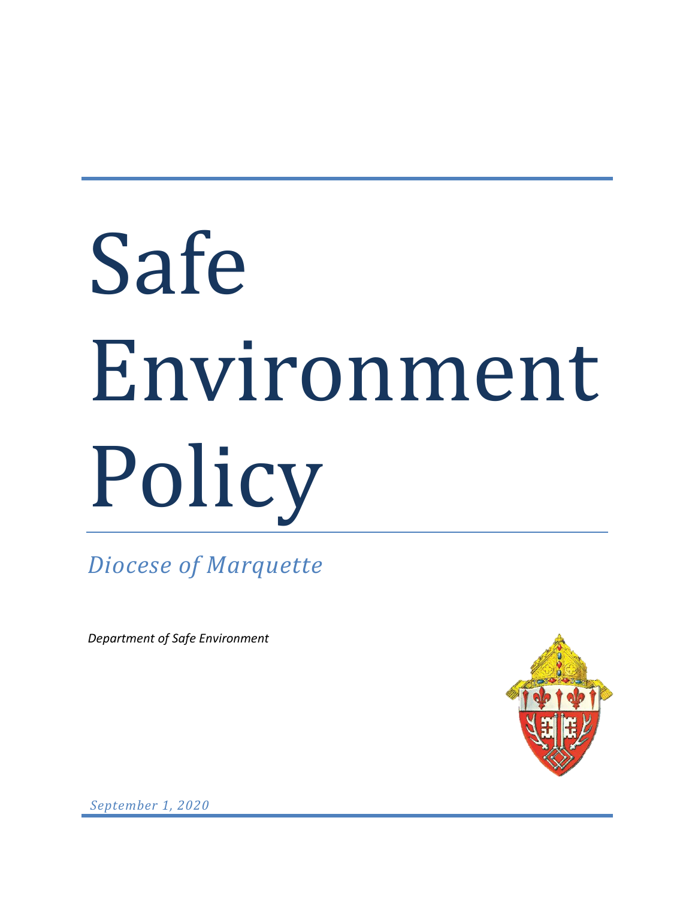# Safe Environment Policy

*Diocese of Marquette*

*Department of Safe Environment*

*September 1, 2020*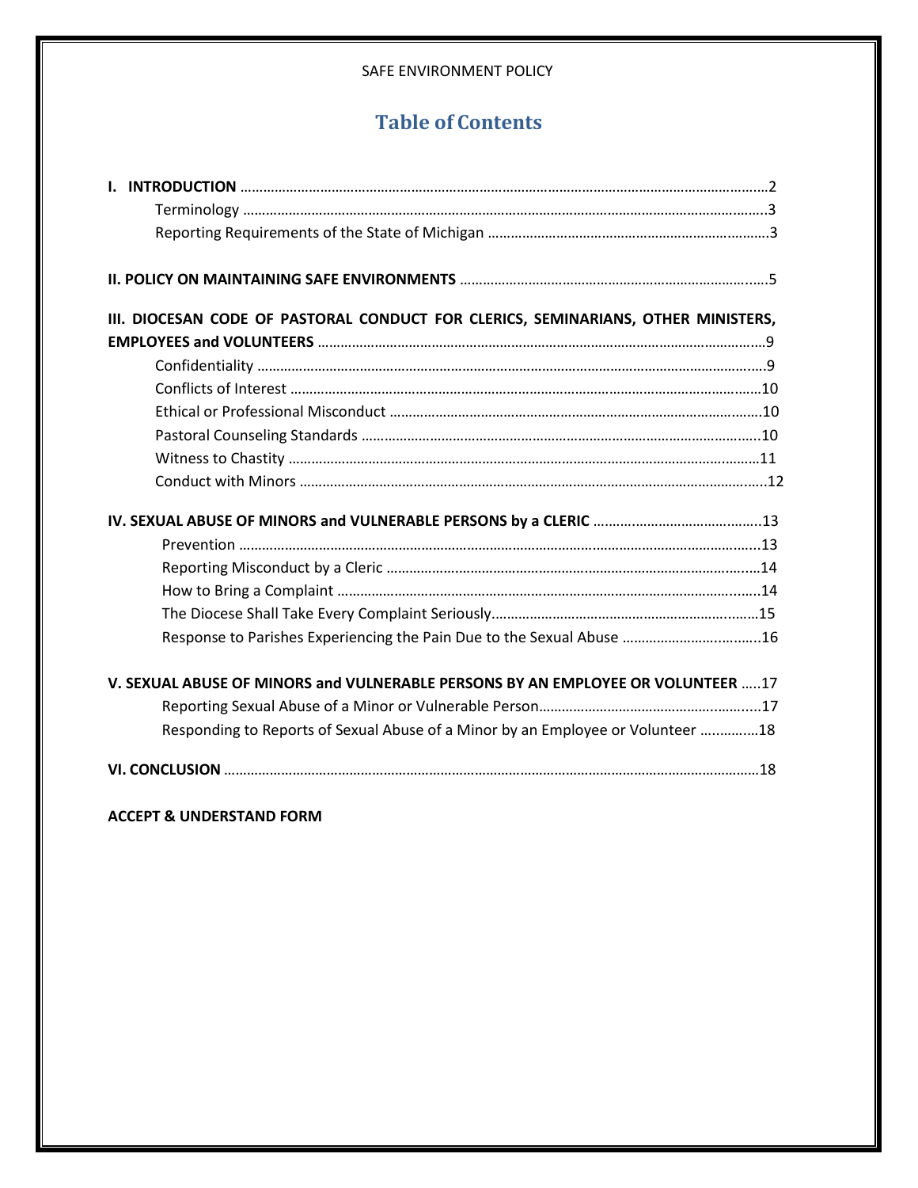# Table of Contents

**I. INTRODUCTION** .......... 2

- Terminology .......... 3
- Reporting Requirements of the State of Michigan .......... 3

**II. POLICY ON MAINTAINING SAFE ENVIRONMENTS** .......... 5

**III. DIOCESAN CODE OF PASTORAL CONDUCT FOR CLERICS, SEMINARIANS, OTHER MINISTERS, EMPLOYEES and VOLUNTEERS** .......... 9

- Confidentiality .......... 9
- Conflicts of Interest .......... 10
- Ethical or Professional Misconduct .......... 10
- Pastoral Counseling Standards .......... 10
- Witness to Chastity .......... 11
- Conduct with Minors .......... 12

**IV. SEXUAL ABUSE OF MINORS and VULNERABLE PERSONS by a CLERIC** .......... 13

- Prevention .......... 13
- Reporting Misconduct by a Cleric .......... 14
- How to Bring a Complaint .......... 14
- The Diocese Shall Take Every Complaint Seriously .......... 15
- Response to Parishes Experiencing the Pain Due to the Sexual Abuse .......... 16

**V. SEXUAL ABUSE OF MINORS and VULNERABLE PERSONS BY AN EMPLOYEE OR VOLUNTEER** .......... 17

- Reporting Sexual Abuse of a Minor or Vulnerable Person .......... 17
- Responding to Reports of Sexual Abuse of a Minor by an Employee or Volunteer .......... 18

**VI. CONCLUSION** .......... 18

**ACCEPT & UNDERSTAND FORM**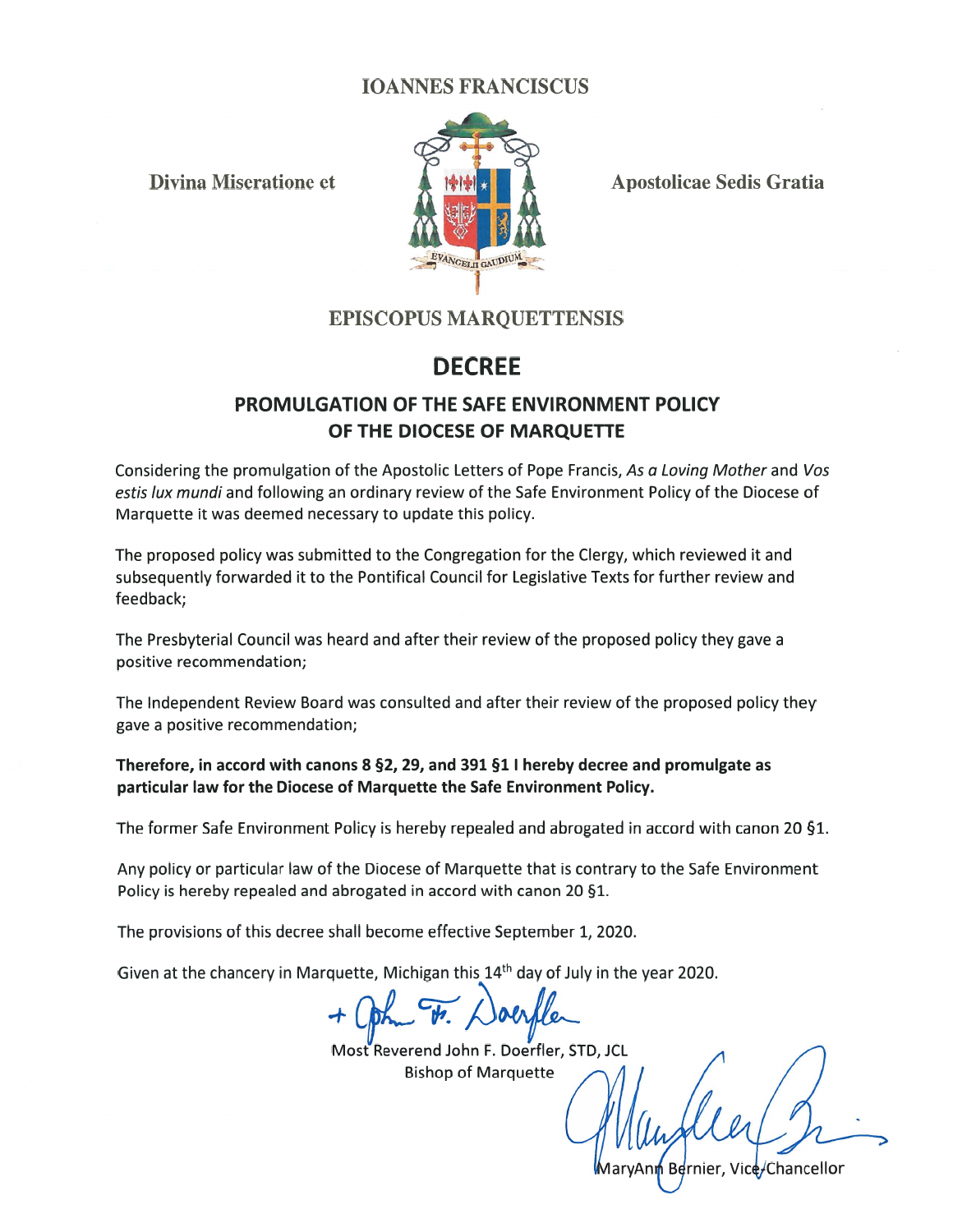IOANNES FRANCISCUS

Divina Miseratione et Apostolicae Sedis Gratia

EVANGELII GAUDIUM

EPISCOPUS MARQUETTENSIS

# DECREE

## PROMULGATION OF THE SAFE ENVIRONMENT POLICY OF THE DIOCESE OF MARQUETTE

Considering the promulgation of the Apostolic Letters of Pope Francis, *As a Loving Mother* and *Vos estis lux mundi* and following an ordinary review of the Safe Environment Policy of the Diocese of Marquette it was deemed necessary to update this policy.

The proposed policy was submitted to the Congregation for the Clergy, which reviewed it and subsequently forwarded it to the Pontifical Council for Legislative Texts for further review and feedback;

The Presbyterial Council was heard and after their review of the proposed policy they gave a positive recommendation;

The Independent Review Board was consulted and after their review of the proposed policy they gave a positive recommendation;

**Therefore, in accord with canons 8 §2, 29, and 391 §1 I hereby decree and promulgate as particular law for the Diocese of Marquette the Safe Environment Policy.**

The former Safe Environment Policy is hereby repealed and abrogated in accord with canon 20 §1.

Any policy or particular law of the Diocese of Marquette that is contrary to the Safe Environment Policy is hereby repealed and abrogated in accord with canon 20 §1.

The provisions of this decree shall become effective September 1, 2020.

Given at the chancery in Marquette, Michigan this 14th day of July in the year 2020.

+ John F. Doerfler

Most Reverend John F. Doerfler, STD, JCL
Bishop of Marquette

MaryAnn Bernier, Vice-Chancellor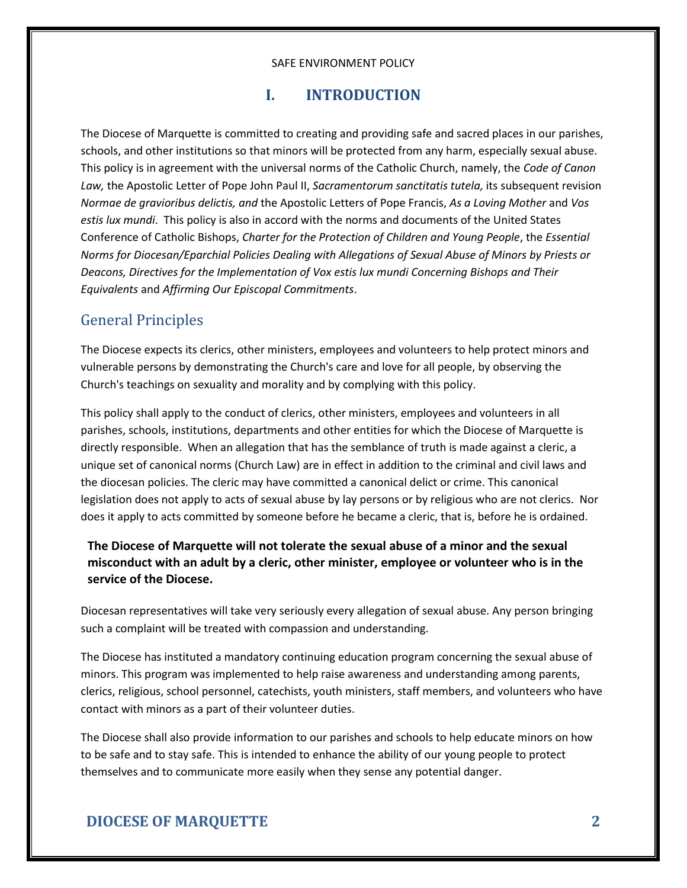# I. INTRODUCTION

The Diocese of Marquette is committed to creating and providing safe and sacred places in our parishes, schools, and other institutions so that minors will be protected from any harm, especially sexual abuse. This policy is in agreement with the universal norms of the Catholic Church, namely, the *Code of Canon Law,* the Apostolic Letter of Pope John Paul II, *Sacramentorum sanctitatis tutela,* its subsequent revision *Normae de gravioribus delictis, and* the Apostolic Letters of Pope Francis, *As a Loving Mother* and *Vos estis lux mundi*. This policy is also in accord with the norms and documents of the United States Conference of Catholic Bishops, *Charter for the Protection of Children and Young People*, the *Essential Norms for Diocesan/Eparchial Policies Dealing with Allegations of Sexual Abuse of Minors by Priests or Deacons, Directives for the Implementation of Vox estis lux mundi Concerning Bishops and Their Equivalents* and *Affirming Our Episcopal Commitments*.

## General Principles

The Diocese expects its clerics, other ministers, employees and volunteers to help protect minors and vulnerable persons by demonstrating the Church's care and love for all people, by observing the Church's teachings on sexuality and morality and by complying with this policy.

This policy shall apply to the conduct of clerics, other ministers, employees and volunteers in all parishes, schools, institutions, departments and other entities for which the Diocese of Marquette is directly responsible. When an allegation that has the semblance of truth is made against a cleric, a unique set of canonical norms (Church Law) are in effect in addition to the criminal and civil laws and the diocesan policies. The cleric may have committed a canonical delict or crime. This canonical legislation does not apply to acts of sexual abuse by lay persons or by religious who are not clerics. Nor does it apply to acts committed by someone before he became a cleric, that is, before he is ordained.

**The Diocese of Marquette will not tolerate the sexual abuse of a minor and the sexual misconduct with an adult by a cleric, other minister, employee or volunteer who is in the service of the Diocese.**

Diocesan representatives will take very seriously every allegation of sexual abuse. Any person bringing such a complaint will be treated with compassion and understanding.

The Diocese has instituted a mandatory continuing education program concerning the sexual abuse of minors. This program was implemented to help raise awareness and understanding among parents, clerics, religious, school personnel, catechists, youth ministers, staff members, and volunteers who have contact with minors as a part of their volunteer duties.

The Diocese shall also provide information to our parishes and schools to help educate minors on how to be safe and to stay safe. This is intended to enhance the ability of our young people to protect themselves and to communicate more easily when they sense any potential danger.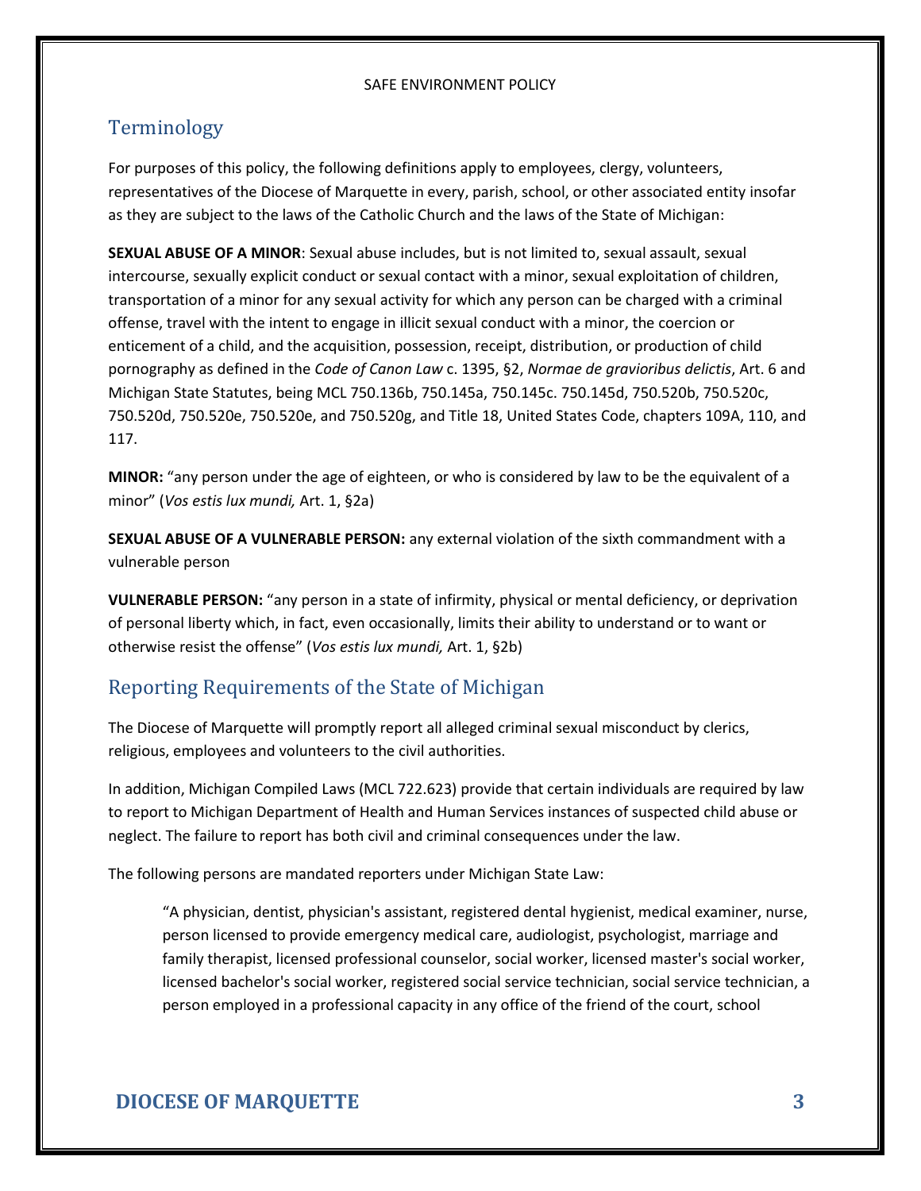## Terminology

For purposes of this policy, the following definitions apply to employees, clergy, volunteers, representatives of the Diocese of Marquette in every, parish, school, or other associated entity insofar as they are subject to the laws of the Catholic Church and the laws of the State of Michigan:

**SEXUAL ABUSE OF A MINOR**: Sexual abuse includes, but is not limited to, sexual assault, sexual intercourse, sexually explicit conduct or sexual contact with a minor, sexual exploitation of children, transportation of a minor for any sexual activity for which any person can be charged with a criminal offense, travel with the intent to engage in illicit sexual conduct with a minor, the coercion or enticement of a child, and the acquisition, possession, receipt, distribution, or production of child pornography as defined in the *Code of Canon Law* c. 1395, §2, *Normae de gravioribus delictis*, Art. 6 and Michigan State Statutes, being MCL 750.136b, 750.145a, 750.145c. 750.145d, 750.520b, 750.520c, 750.520d, 750.520e, 750.520e, and 750.520g, and Title 18, United States Code, chapters 109A, 110, and 117.

**MINOR:** "any person under the age of eighteen, or who is considered by law to be the equivalent of a minor" (*Vos estis lux mundi,* Art. 1, §2a)

**SEXUAL ABUSE OF A VULNERABLE PERSON:** any external violation of the sixth commandment with a vulnerable person

**VULNERABLE PERSON:** "any person in a state of infirmity, physical or mental deficiency, or deprivation of personal liberty which, in fact, even occasionally, limits their ability to understand or to want or otherwise resist the offense" (*Vos estis lux mundi,* Art. 1, §2b)

## Reporting Requirements of the State of Michigan

The Diocese of Marquette will promptly report all alleged criminal sexual misconduct by clerics, religious, employees and volunteers to the civil authorities.

In addition, Michigan Compiled Laws (MCL 722.623) provide that certain individuals are required by law to report to Michigan Department of Health and Human Services instances of suspected child abuse or neglect. The failure to report has both civil and criminal consequences under the law.

The following persons are mandated reporters under Michigan State Law:

> "A physician, dentist, physician's assistant, registered dental hygienist, medical examiner, nurse, person licensed to provide emergency medical care, audiologist, psychologist, marriage and family therapist, licensed professional counselor, social worker, licensed master's social worker, licensed bachelor's social worker, registered social service technician, social service technician, a person employed in a professional capacity in any office of the friend of the court, school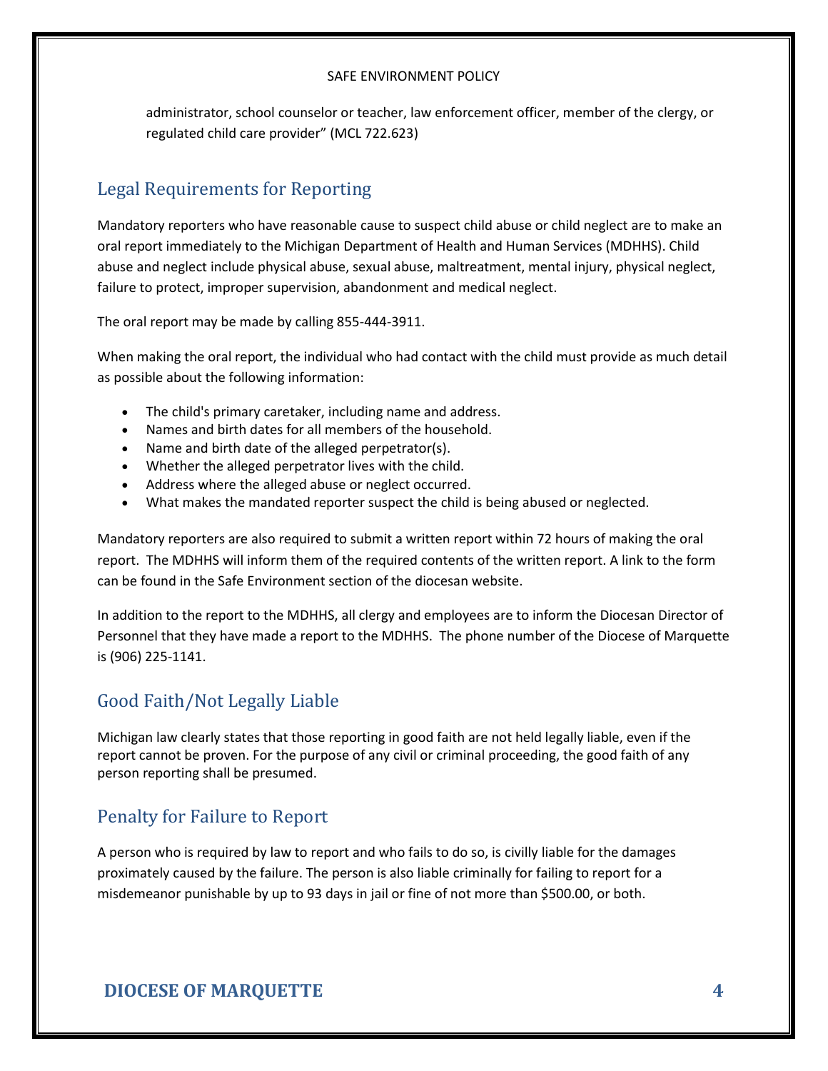administrator, school counselor or teacher, law enforcement officer, member of the clergy, or regulated child care provider" (MCL 722.623)

## Legal Requirements for Reporting

Mandatory reporters who have reasonable cause to suspect child abuse or child neglect are to make an oral report immediately to the Michigan Department of Health and Human Services (MDHHS). Child abuse and neglect include physical abuse, sexual abuse, maltreatment, mental injury, physical neglect, failure to protect, improper supervision, abandonment and medical neglect.

The oral report may be made by calling 855-444-3911.

When making the oral report, the individual who had contact with the child must provide as much detail as possible about the following information:

- The child's primary caretaker, including name and address.
- Names and birth dates for all members of the household.
- Name and birth date of the alleged perpetrator(s).
- Whether the alleged perpetrator lives with the child.
- Address where the alleged abuse or neglect occurred.
- What makes the mandated reporter suspect the child is being abused or neglected.

Mandatory reporters are also required to submit a written report within 72 hours of making the oral report. The MDHHS will inform them of the required contents of the written report. A link to the form can be found in the Safe Environment section of the diocesan website.

In addition to the report to the MDHHS, all clergy and employees are to inform the Diocesan Director of Personnel that they have made a report to the MDHHS. The phone number of the Diocese of Marquette is (906) 225-1141.

## Good Faith/Not Legally Liable

Michigan law clearly states that those reporting in good faith are not held legally liable, even if the report cannot be proven. For the purpose of any civil or criminal proceeding, the good faith of any person reporting shall be presumed.

## Penalty for Failure to Report

A person who is required by law to report and who fails to do so, is civilly liable for the damages proximately caused by the failure. The person is also liable criminally for failing to report for a misdemeanor punishable by up to 93 days in jail or fine of not more than $500.00, or both.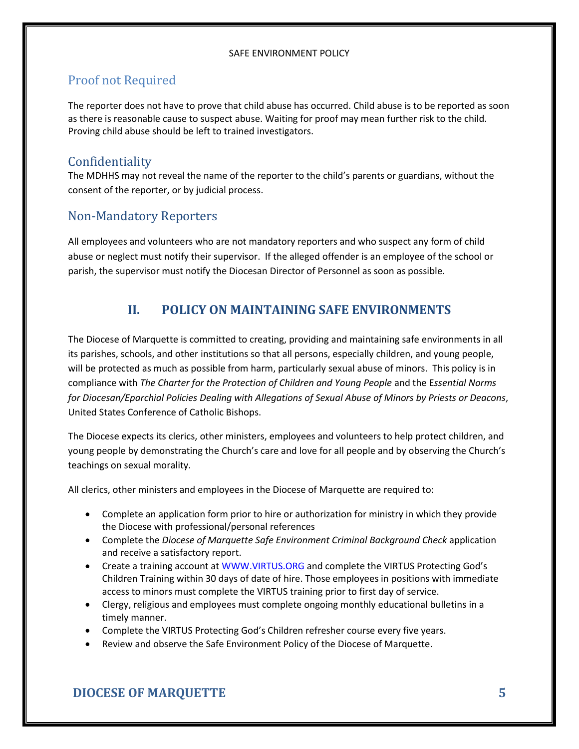## Proof not Required

The reporter does not have to prove that child abuse has occurred. Child abuse is to be reported as soon as there is reasonable cause to suspect abuse. Waiting for proof may mean further risk to the child. Proving child abuse should be left to trained investigators.

## Confidentiality

The MDHHS may not reveal the name of the reporter to the child's parents or guardians, without the consent of the reporter, or by judicial process.

## Non-Mandatory Reporters

All employees and volunteers who are not mandatory reporters and who suspect any form of child abuse or neglect must notify their supervisor. If the alleged offender is an employee of the school or parish, the supervisor must notify the Diocesan Director of Personnel as soon as possible.

# II. POLICY ON MAINTAINING SAFE ENVIRONMENTS

The Diocese of Marquette is committed to creating, providing and maintaining safe environments in all its parishes, schools, and other institutions so that all persons, especially children, and young people, will be protected as much as possible from harm, particularly sexual abuse of minors. This policy is in compliance with *The Charter for the Protection of Children and Young People* and the E*ssential Norms for Diocesan/Eparchial Policies Dealing with Allegations of Sexual Abuse of Minors by Priests or Deacons*, United States Conference of Catholic Bishops.

The Diocese expects its clerics, other ministers, employees and volunteers to help protect children, and young people by demonstrating the Church's care and love for all people and by observing the Church's teachings on sexual morality.

All clerics, other ministers and employees in the Diocese of Marquette are required to:

- Complete an application form prior to hire or authorization for ministry in which they provide the Diocese with professional/personal references
- Complete the *Diocese of Marquette Safe Environment Criminal Background Check* application and receive a satisfactory report.
- Create a training account at WWW.VIRTUS.ORG and complete the VIRTUS Protecting God's Children Training within 30 days of date of hire. Those employees in positions with immediate access to minors must complete the VIRTUS training prior to first day of service.
- Clergy, religious and employees must complete ongoing monthly educational bulletins in a timely manner.
- Complete the VIRTUS Protecting God's Children refresher course every five years.
- Review and observe the Safe Environment Policy of the Diocese of Marquette.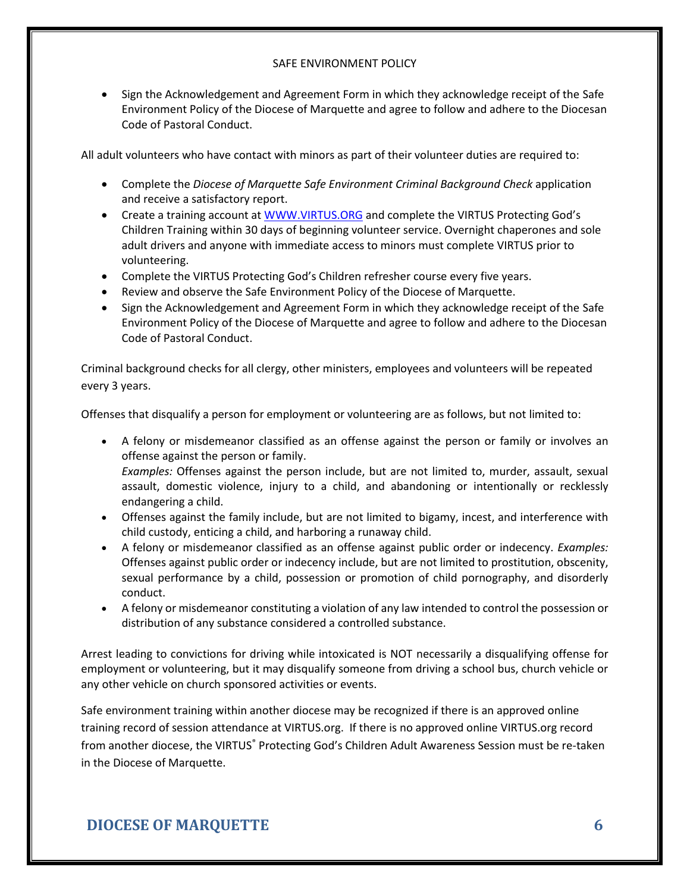- Sign the Acknowledgement and Agreement Form in which they acknowledge receipt of the Safe Environment Policy of the Diocese of Marquette and agree to follow and adhere to the Diocesan Code of Pastoral Conduct.

All adult volunteers who have contact with minors as part of their volunteer duties are required to:

- Complete the *Diocese of Marquette Safe Environment Criminal Background Check* application and receive a satisfactory report.
- Create a training account at [WWW.VIRTUS.ORG](http://WWW.VIRTUS.ORG) and complete the VIRTUS Protecting God's Children Training within 30 days of beginning volunteer service. Overnight chaperones and sole adult drivers and anyone with immediate access to minors must complete VIRTUS prior to volunteering.
- Complete the VIRTUS Protecting God's Children refresher course every five years.
- Review and observe the Safe Environment Policy of the Diocese of Marquette.
- Sign the Acknowledgement and Agreement Form in which they acknowledge receipt of the Safe Environment Policy of the Diocese of Marquette and agree to follow and adhere to the Diocesan Code of Pastoral Conduct.

Criminal background checks for all clergy, other ministers, employees and volunteers will be repeated every 3 years.

Offenses that disqualify a person for employment or volunteering are as follows, but not limited to:

- A felony or misdemeanor classified as an offense against the person or family or involves an offense against the person or family.
  *Examples:* Offenses against the person include, but are not limited to, murder, assault, sexual assault, domestic violence, injury to a child, and abandoning or intentionally or recklessly endangering a child.
- Offenses against the family include, but are not limited to bigamy, incest, and interference with child custody, enticing a child, and harboring a runaway child.
- A felony or misdemeanor classified as an offense against public order or indecency. *Examples:* Offenses against public order or indecency include, but are not limited to prostitution, obscenity, sexual performance by a child, possession or promotion of child pornography, and disorderly conduct.
- A felony or misdemeanor constituting a violation of any law intended to control the possession or distribution of any substance considered a controlled substance.

Arrest leading to convictions for driving while intoxicated is NOT necessarily a disqualifying offense for employment or volunteering, but it may disqualify someone from driving a school bus, church vehicle or any other vehicle on church sponsored activities or events.

Safe environment training within another diocese may be recognized if there is an approved online training record of session attendance at VIRTUS.org. If there is no approved online VIRTUS.org record from another diocese, the VIRTUS® Protecting God's Children Adult Awareness Session must be re-taken in the Diocese of Marquette.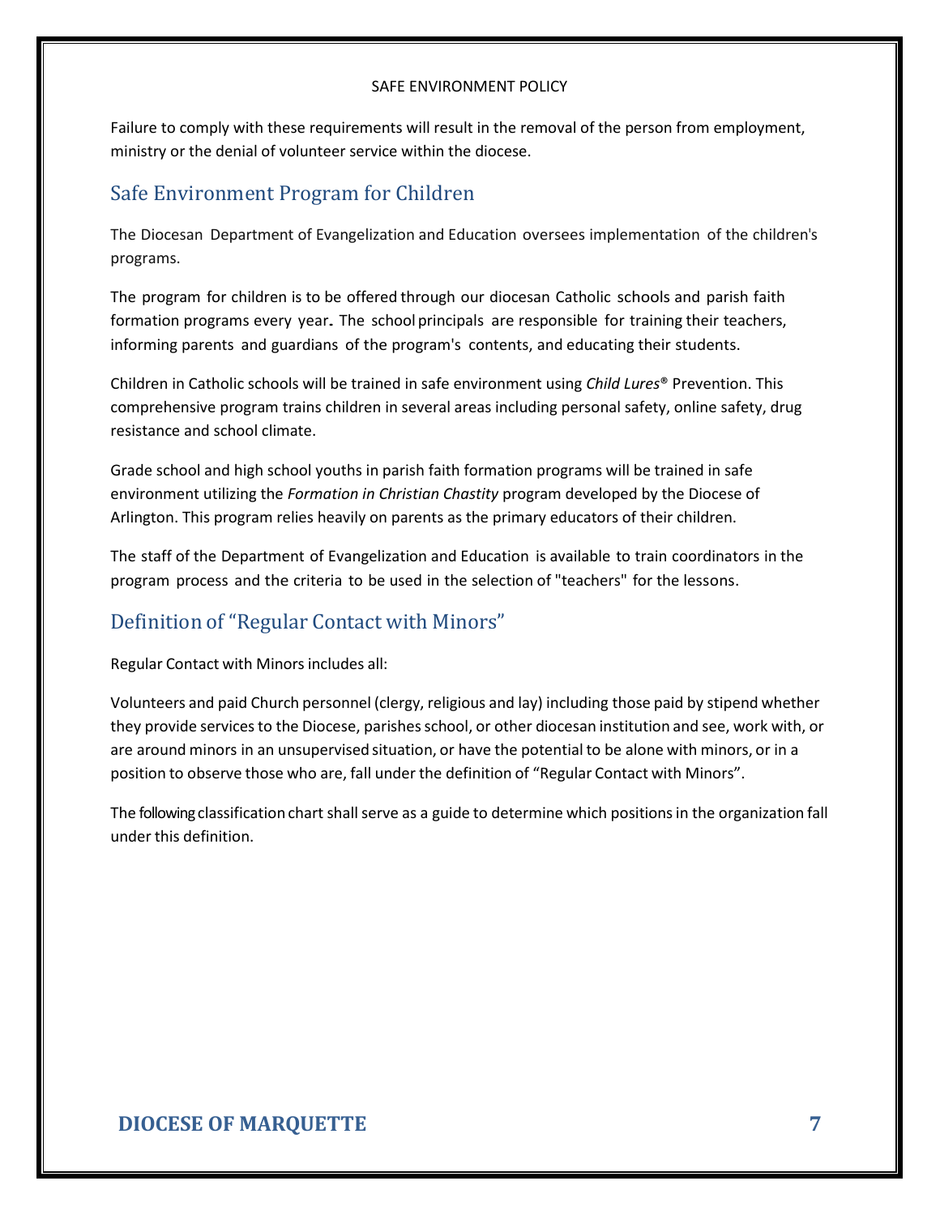Failure to comply with these requirements will result in the removal of the person from employment, ministry or the denial of volunteer service within the diocese.

## Safe Environment Program for Children

The Diocesan Department of Evangelization and Education oversees implementation of the children's programs.

The program for children is to be offered through our diocesan Catholic schools and parish faith formation programs every year. The school principals are responsible for training their teachers, informing parents and guardians of the program's contents, and educating their students.

Children in Catholic schools will be trained in safe environment using *Child Lures®* Prevention. This comprehensive program trains children in several areas including personal safety, online safety, drug resistance and school climate.

Grade school and high school youths in parish faith formation programs will be trained in safe environment utilizing the *Formation in Christian Chastity* program developed by the Diocese of Arlington. This program relies heavily on parents as the primary educators of their children.

The staff of the Department of Evangelization and Education is available to train coordinators in the program process and the criteria to be used in the selection of "teachers" for the lessons.

## Definition of "Regular Contact with Minors"

Regular Contact with Minors includes all:

Volunteers and paid Church personnel (clergy, religious and lay) including those paid by stipend whether they provide services to the Diocese, parishes school, or other diocesan institution and see, work with, or are around minors in an unsupervised situation, or have the potential to be alone with minors, or in a position to observe those who are, fall under the definition of "Regular Contact with Minors".

The following classification chart shall serve as a guide to determine which positions in the organization fall under this definition.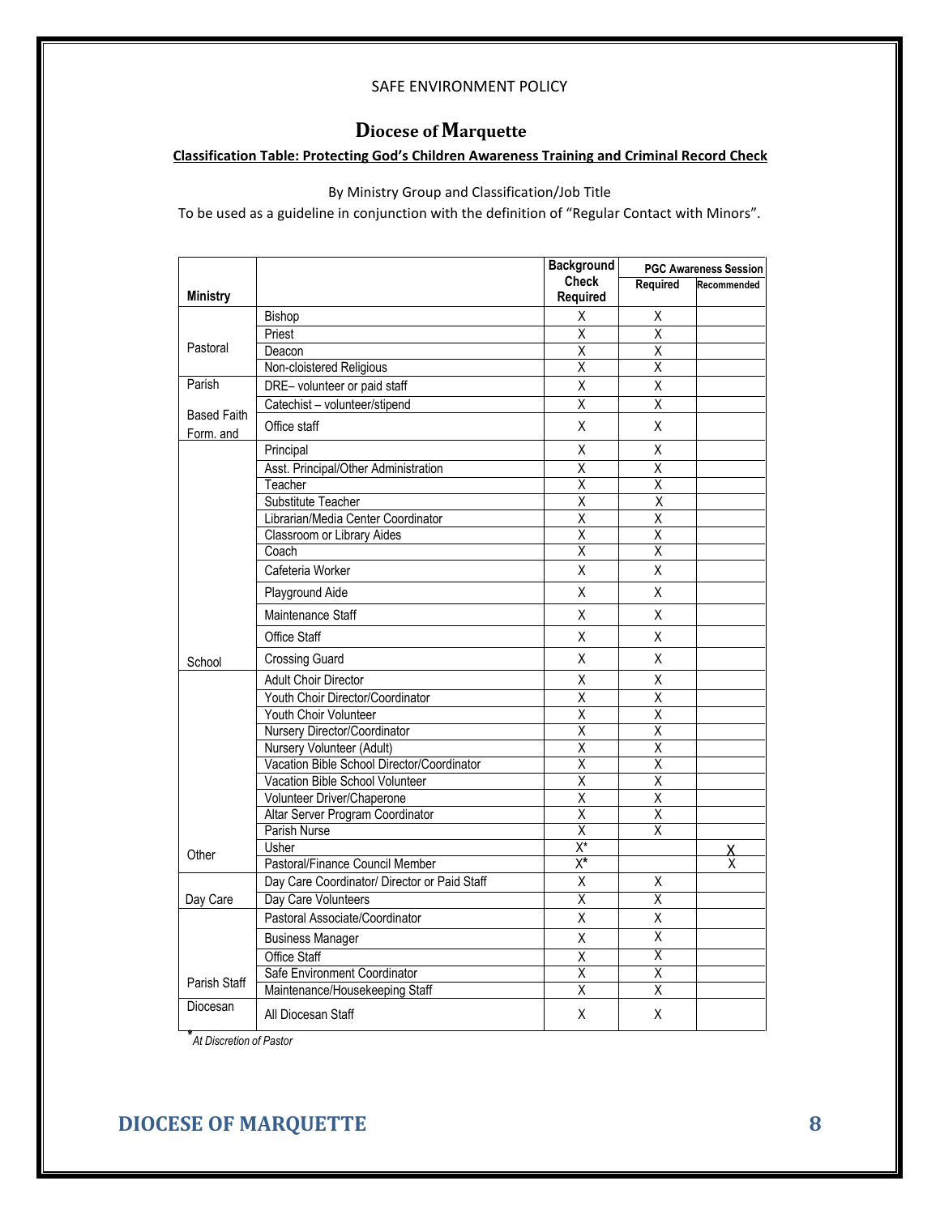SAFE ENVIRONMENT POLICY

# Diocese of Marquette

**Classification Table: Protecting God's Children Awareness Training and Criminal Record Check**

By Ministry Group and Classification/Job Title

To be used as a guideline in conjunction with the definition of "Regular Contact with Minors".

| Ministry | | Background Check Required | PGC Awareness Session | |
|---|---|---|---|---|
| | | | Required | Recommended |
| Pastoral | Bishop | X | X | |
| | Priest | X | X | |
| | Deacon | X | X | |
| | Non-cloistered Religious | X | X | |
| Parish Based Faith Form. and | DRE– volunteer or paid staff | X | X | |
| | Catechist – volunteer/stipend | X | X | |
| | Office staff | X | X | |
| School | Principal | X | X | |
| | Asst. Principal/Other Administration | X | X | |
| | Teacher | X | X | |
| | Substitute Teacher | X | X | |
| | Librarian/Media Center Coordinator | X | X | |
| | Classroom or Library Aides | X | X | |
| | Coach | X | X | |
| | Cafeteria Worker | X | X | |
| | Playground Aide | X | X | |
| | Maintenance Staff | X | X | |
| | Office Staff | X | X | |
| | Crossing Guard | X | X | |
| Other | Adult Choir Director | X | X | |
| | Youth Choir Director/Coordinator | X | X | |
| | Youth Choir Volunteer | X | X | |
| | Nursery Director/Coordinator | X | X | |
| | Nursery Volunteer (Adult) | X | X | |
| | Vacation Bible School Director/Coordinator | X | X | |
| | Vacation Bible School Volunteer | X | X | |
| | Volunteer Driver/Chaperone | X | X | |
| | Altar Server Program Coordinator | X | X | |
| | Parish Nurse | X | X | |
| | Usher | X* | | X |
| | Pastoral/Finance Council Member | X* | | X |
| Day Care | Day Care Coordinator/ Director or Paid Staff | X | X | |
| | Day Care Volunteers | X | X | |
| Parish Staff | Pastoral Associate/Coordinator | X | X | |
| | Business Manager | X | X | |
| | Office Staff | X | X | |
| | Safe Environment Coordinator | X | X | |
| | Maintenance/Housekeeping Staff | X | X | |
| Diocesan | All Diocesan Staff | X | X | |

**\***_At Discretion of Pastor_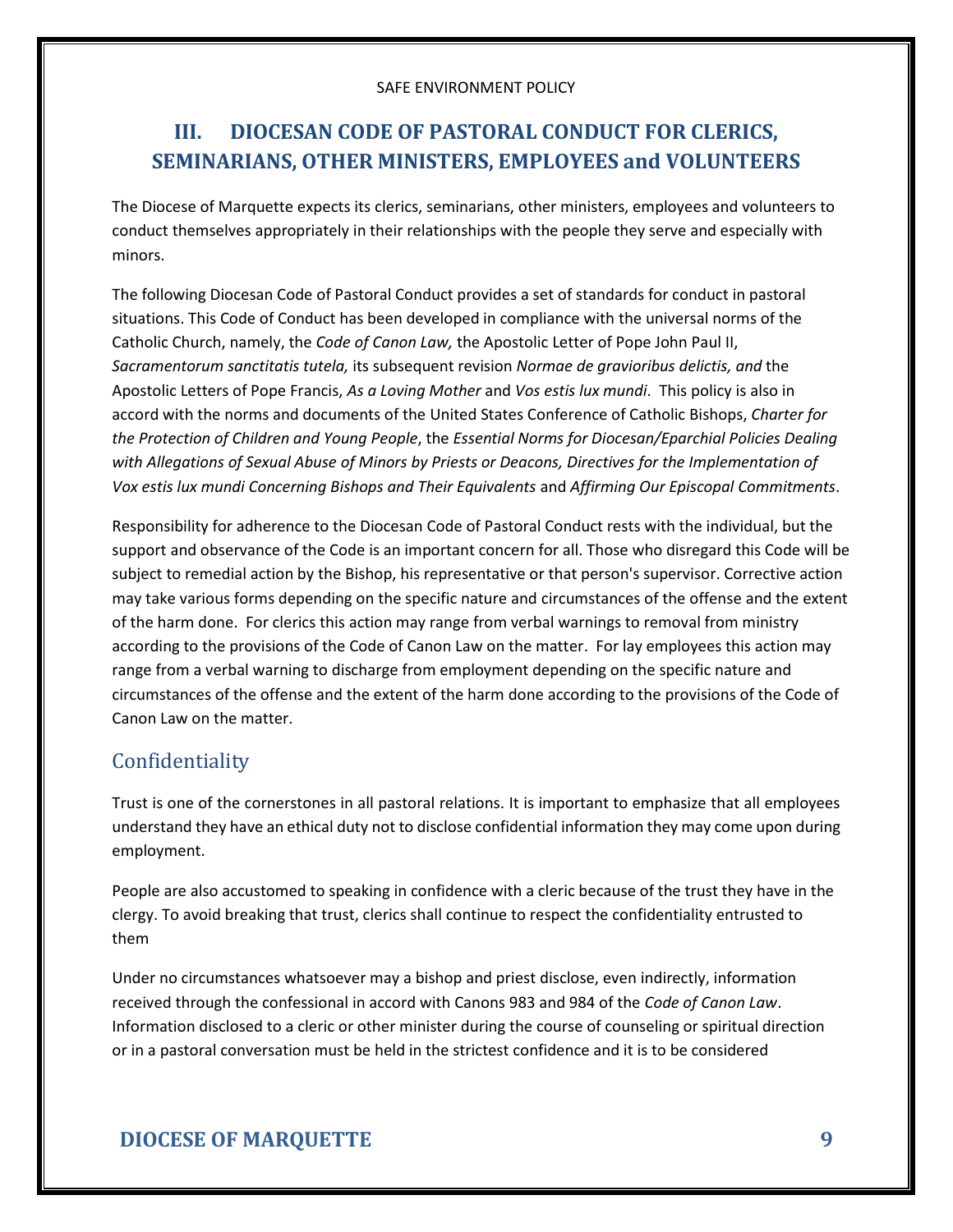## III. DIOCESAN CODE OF PASTORAL CONDUCT FOR CLERICS, SEMINARIANS, OTHER MINISTERS, EMPLOYEES and VOLUNTEERS

The Diocese of Marquette expects its clerics, seminarians, other ministers, employees and volunteers to conduct themselves appropriately in their relationships with the people they serve and especially with minors.

The following Diocesan Code of Pastoral Conduct provides a set of standards for conduct in pastoral situations. This Code of Conduct has been developed in compliance with the universal norms of the Catholic Church, namely, the *Code of Canon Law,* the Apostolic Letter of Pope John Paul II, *Sacramentorum sanctitatis tutela,* its subsequent revision *Normae de gravioribus delictis, and* the Apostolic Letters of Pope Francis, *As a Loving Mother* and *Vos estis lux mundi*. This policy is also in accord with the norms and documents of the United States Conference of Catholic Bishops, *Charter for the Protection of Children and Young People*, the *Essential Norms for Diocesan/Eparchial Policies Dealing with Allegations of Sexual Abuse of Minors by Priests or Deacons, Directives for the Implementation of Vox estis lux mundi Concerning Bishops and Their Equivalents* and *Affirming Our Episcopal Commitments*.

Responsibility for adherence to the Diocesan Code of Pastoral Conduct rests with the individual, but the support and observance of the Code is an important concern for all. Those who disregard this Code will be subject to remedial action by the Bishop, his representative or that person's supervisor. Corrective action may take various forms depending on the specific nature and circumstances of the offense and the extent of the harm done. For clerics this action may range from verbal warnings to removal from ministry according to the provisions of the Code of Canon Law on the matter. For lay employees this action may range from a verbal warning to discharge from employment depending on the specific nature and circumstances of the offense and the extent of the harm done according to the provisions of the Code of Canon Law on the matter.

### Confidentiality

Trust is one of the cornerstones in all pastoral relations. It is important to emphasize that all employees understand they have an ethical duty not to disclose confidential information they may come upon during employment.

People are also accustomed to speaking in confidence with a cleric because of the trust they have in the clergy. To avoid breaking that trust, clerics shall continue to respect the confidentiality entrusted to them

Under no circumstances whatsoever may a bishop and priest disclose, even indirectly, information received through the confessional in accord with Canons 983 and 984 of the *Code of Canon Law*. Information disclosed to a cleric or other minister during the course of counseling or spiritual direction or in a pastoral conversation must be held in the strictest confidence and it is to be considered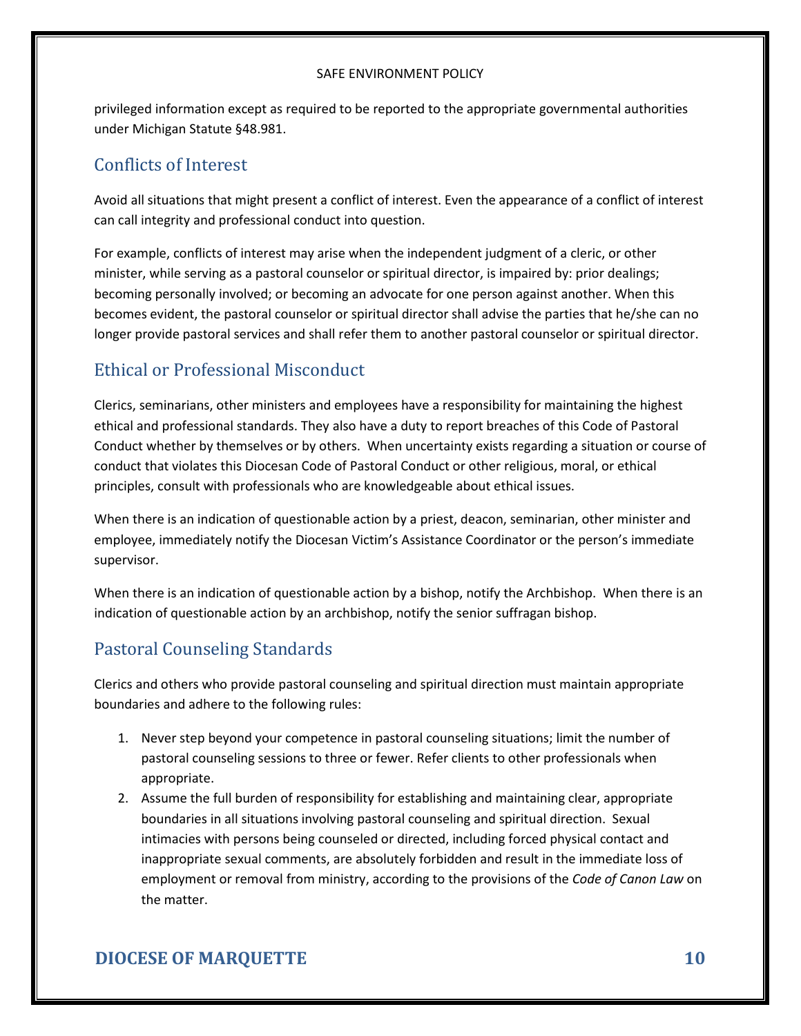privileged information except as required to be reported to the appropriate governmental authorities under Michigan Statute §48.981.

## Conflicts of Interest

Avoid all situations that might present a conflict of interest. Even the appearance of a conflict of interest can call integrity and professional conduct into question.

For example, conflicts of interest may arise when the independent judgment of a cleric, or other minister, while serving as a pastoral counselor or spiritual director, is impaired by: prior dealings; becoming personally involved; or becoming an advocate for one person against another. When this becomes evident, the pastoral counselor or spiritual director shall advise the parties that he/she can no longer provide pastoral services and shall refer them to another pastoral counselor or spiritual director.

## Ethical or Professional Misconduct

Clerics, seminarians, other ministers and employees have a responsibility for maintaining the highest ethical and professional standards. They also have a duty to report breaches of this Code of Pastoral Conduct whether by themselves or by others. When uncertainty exists regarding a situation or course of conduct that violates this Diocesan Code of Pastoral Conduct or other religious, moral, or ethical principles, consult with professionals who are knowledgeable about ethical issues.

When there is an indication of questionable action by a priest, deacon, seminarian, other minister and employee, immediately notify the Diocesan Victim's Assistance Coordinator or the person's immediate supervisor.

When there is an indication of questionable action by a bishop, notify the Archbishop. When there is an indication of questionable action by an archbishop, notify the senior suffragan bishop.

## Pastoral Counseling Standards

Clerics and others who provide pastoral counseling and spiritual direction must maintain appropriate boundaries and adhere to the following rules:

1. Never step beyond your competence in pastoral counseling situations; limit the number of pastoral counseling sessions to three or fewer. Refer clients to other professionals when appropriate.
2. Assume the full burden of responsibility for establishing and maintaining clear, appropriate boundaries in all situations involving pastoral counseling and spiritual direction. Sexual intimacies with persons being counseled or directed, including forced physical contact and inappropriate sexual comments, are absolutely forbidden and result in the immediate loss of employment or removal from ministry, according to the provisions of the *Code of Canon Law* on the matter.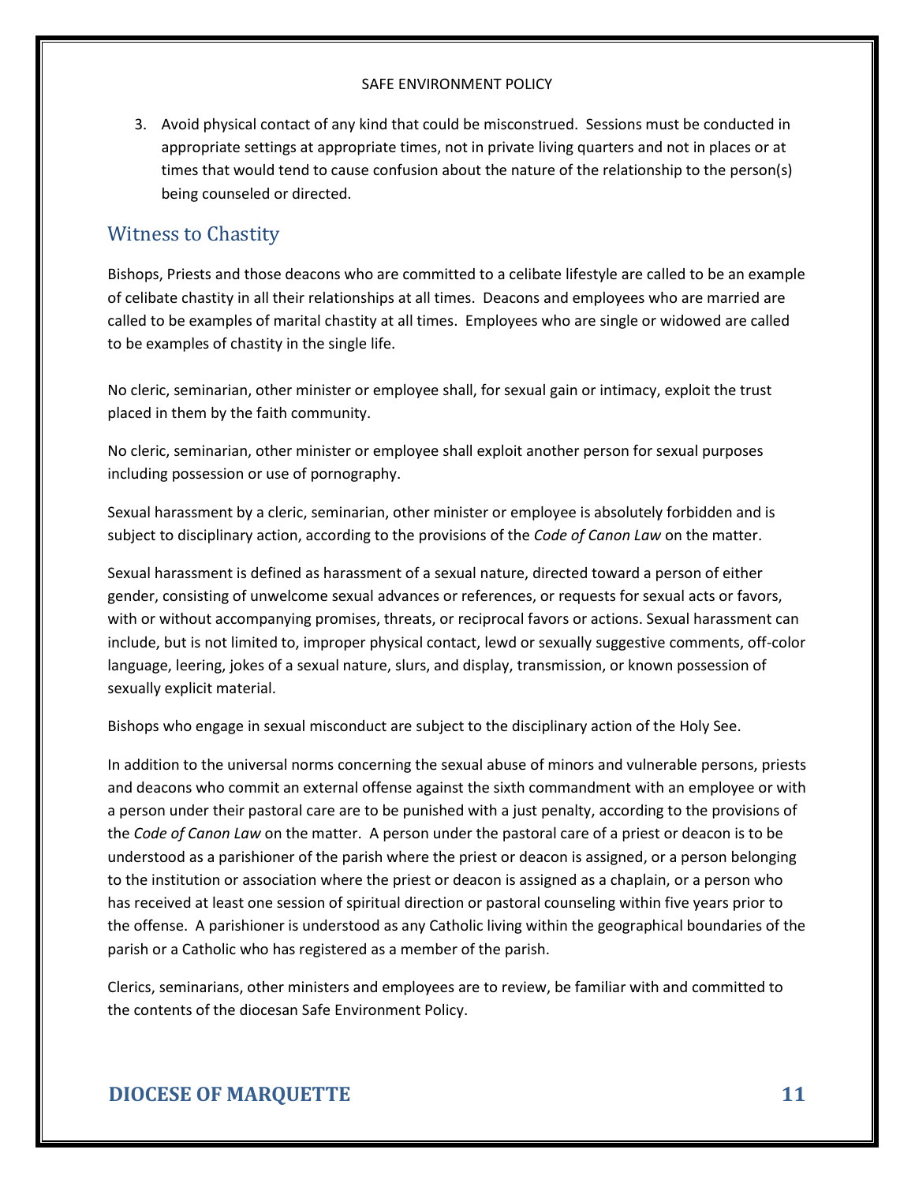3. Avoid physical contact of any kind that could be misconstrued. Sessions must be conducted in appropriate settings at appropriate times, not in private living quarters and not in places or at times that would tend to cause confusion about the nature of the relationship to the person(s) being counseled or directed.

## Witness to Chastity

Bishops, Priests and those deacons who are committed to a celibate lifestyle are called to be an example of celibate chastity in all their relationships at all times. Deacons and employees who are married are called to be examples of marital chastity at all times. Employees who are single or widowed are called to be examples of chastity in the single life.

No cleric, seminarian, other minister or employee shall, for sexual gain or intimacy, exploit the trust placed in them by the faith community.

No cleric, seminarian, other minister or employee shall exploit another person for sexual purposes including possession or use of pornography.

Sexual harassment by a cleric, seminarian, other minister or employee is absolutely forbidden and is subject to disciplinary action, according to the provisions of the *Code of Canon Law* on the matter.

Sexual harassment is defined as harassment of a sexual nature, directed toward a person of either gender, consisting of unwelcome sexual advances or references, or requests for sexual acts or favors, with or without accompanying promises, threats, or reciprocal favors or actions. Sexual harassment can include, but is not limited to, improper physical contact, lewd or sexually suggestive comments, off-color language, leering, jokes of a sexual nature, slurs, and display, transmission, or known possession of sexually explicit material.

Bishops who engage in sexual misconduct are subject to the disciplinary action of the Holy See.

In addition to the universal norms concerning the sexual abuse of minors and vulnerable persons, priests and deacons who commit an external offense against the sixth commandment with an employee or with a person under their pastoral care are to be punished with a just penalty, according to the provisions of the *Code of Canon Law* on the matter. A person under the pastoral care of a priest or deacon is to be understood as a parishioner of the parish where the priest or deacon is assigned, or a person belonging to the institution or association where the priest or deacon is assigned as a chaplain, or a person who has received at least one session of spiritual direction or pastoral counseling within five years prior to the offense. A parishioner is understood as any Catholic living within the geographical boundaries of the parish or a Catholic who has registered as a member of the parish.

Clerics, seminarians, other ministers and employees are to review, be familiar with and committed to the contents of the diocesan Safe Environment Policy.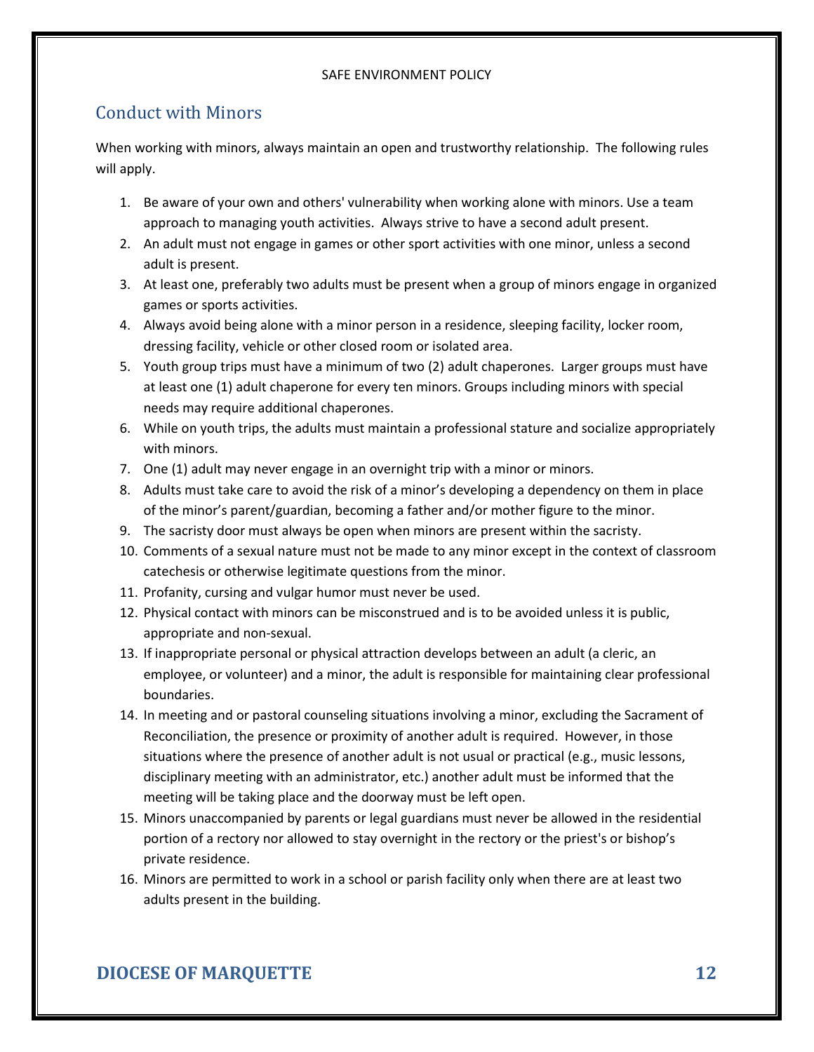## Conduct with Minors

When working with minors, always maintain an open and trustworthy relationship. The following rules will apply.

1. Be aware of your own and others' vulnerability when working alone with minors. Use a team approach to managing youth activities. Always strive to have a second adult present.
2. An adult must not engage in games or other sport activities with one minor, unless a second adult is present.
3. At least one, preferably two adults must be present when a group of minors engage in organized games or sports activities.
4. Always avoid being alone with a minor person in a residence, sleeping facility, locker room, dressing facility, vehicle or other closed room or isolated area.
5. Youth group trips must have a minimum of two (2) adult chaperones. Larger groups must have at least one (1) adult chaperone for every ten minors. Groups including minors with special needs may require additional chaperones.
6. While on youth trips, the adults must maintain a professional stature and socialize appropriately with minors.
7. One (1) adult may never engage in an overnight trip with a minor or minors.
8. Adults must take care to avoid the risk of a minor's developing a dependency on them in place of the minor's parent/guardian, becoming a father and/or mother figure to the minor.
9. The sacristy door must always be open when minors are present within the sacristy.
10. Comments of a sexual nature must not be made to any minor except in the context of classroom catechesis or otherwise legitimate questions from the minor.
11. Profanity, cursing and vulgar humor must never be used.
12. Physical contact with minors can be misconstrued and is to be avoided unless it is public, appropriate and non-sexual.
13. If inappropriate personal or physical attraction develops between an adult (a cleric, an employee, or volunteer) and a minor, the adult is responsible for maintaining clear professional boundaries.
14. In meeting and or pastoral counseling situations involving a minor, excluding the Sacrament of Reconciliation, the presence or proximity of another adult is required. However, in those situations where the presence of another adult is not usual or practical (e.g., music lessons, disciplinary meeting with an administrator, etc.) another adult must be informed that the meeting will be taking place and the doorway must be left open.
15. Minors unaccompanied by parents or legal guardians must never be allowed in the residential portion of a rectory nor allowed to stay overnight in the rectory or the priest's or bishop's private residence.
16. Minors are permitted to work in a school or parish facility only when there are at least two adults present in the building.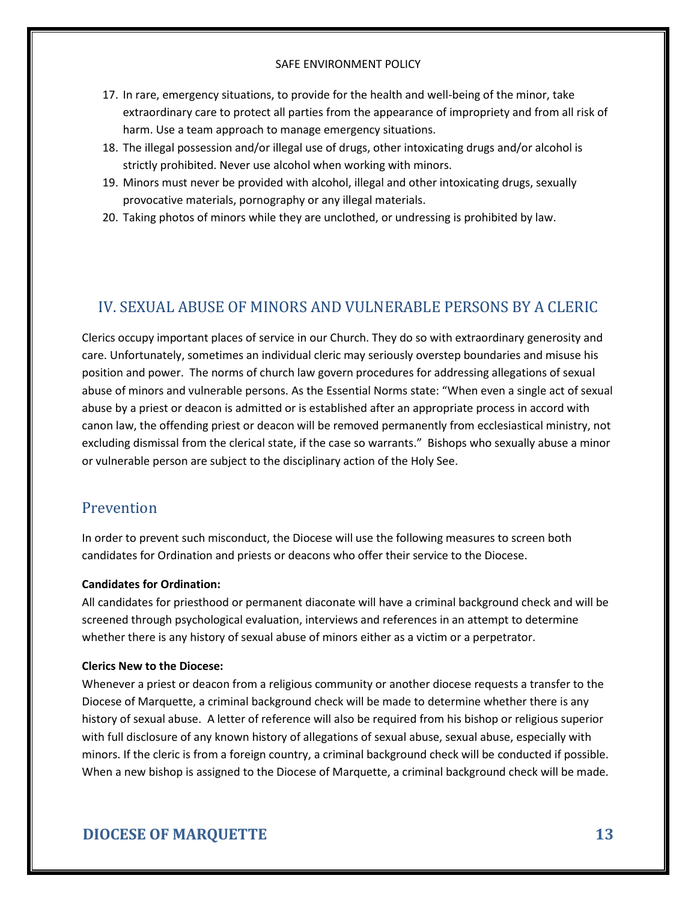17. In rare, emergency situations, to provide for the health and well-being of the minor, take extraordinary care to protect all parties from the appearance of impropriety and from all risk of harm. Use a team approach to manage emergency situations.
18. The illegal possession and/or illegal use of drugs, other intoxicating drugs and/or alcohol is strictly prohibited. Never use alcohol when working with minors.
19. Minors must never be provided with alcohol, illegal and other intoxicating drugs, sexually provocative materials, pornography or any illegal materials.
20. Taking photos of minors while they are unclothed, or undressing is prohibited by law.

## IV. SEXUAL ABUSE OF MINORS AND VULNERABLE PERSONS BY A CLERIC

Clerics occupy important places of service in our Church. They do so with extraordinary generosity and care. Unfortunately, sometimes an individual cleric may seriously overstep boundaries and misuse his position and power. The norms of church law govern procedures for addressing allegations of sexual abuse of minors and vulnerable persons. As the Essential Norms state: "When even a single act of sexual abuse by a priest or deacon is admitted or is established after an appropriate process in accord with canon law, the offending priest or deacon will be removed permanently from ecclesiastical ministry, not excluding dismissal from the clerical state, if the case so warrants." Bishops who sexually abuse a minor or vulnerable person are subject to the disciplinary action of the Holy See.

### Prevention

In order to prevent such misconduct, the Diocese will use the following measures to screen both candidates for Ordination and priests or deacons who offer their service to the Diocese.

**Candidates for Ordination:**
All candidates for priesthood or permanent diaconate will have a criminal background check and will be screened through psychological evaluation, interviews and references in an attempt to determine whether there is any history of sexual abuse of minors either as a victim or a perpetrator.

**Clerics New to the Diocese:**
Whenever a priest or deacon from a religious community or another diocese requests a transfer to the Diocese of Marquette, a criminal background check will be made to determine whether there is any history of sexual abuse. A letter of reference will also be required from his bishop or religious superior with full disclosure of any known history of allegations of sexual abuse, sexual abuse, especially with minors. If the cleric is from a foreign country, a criminal background check will be conducted if possible. When a new bishop is assigned to the Diocese of Marquette, a criminal background check will be made.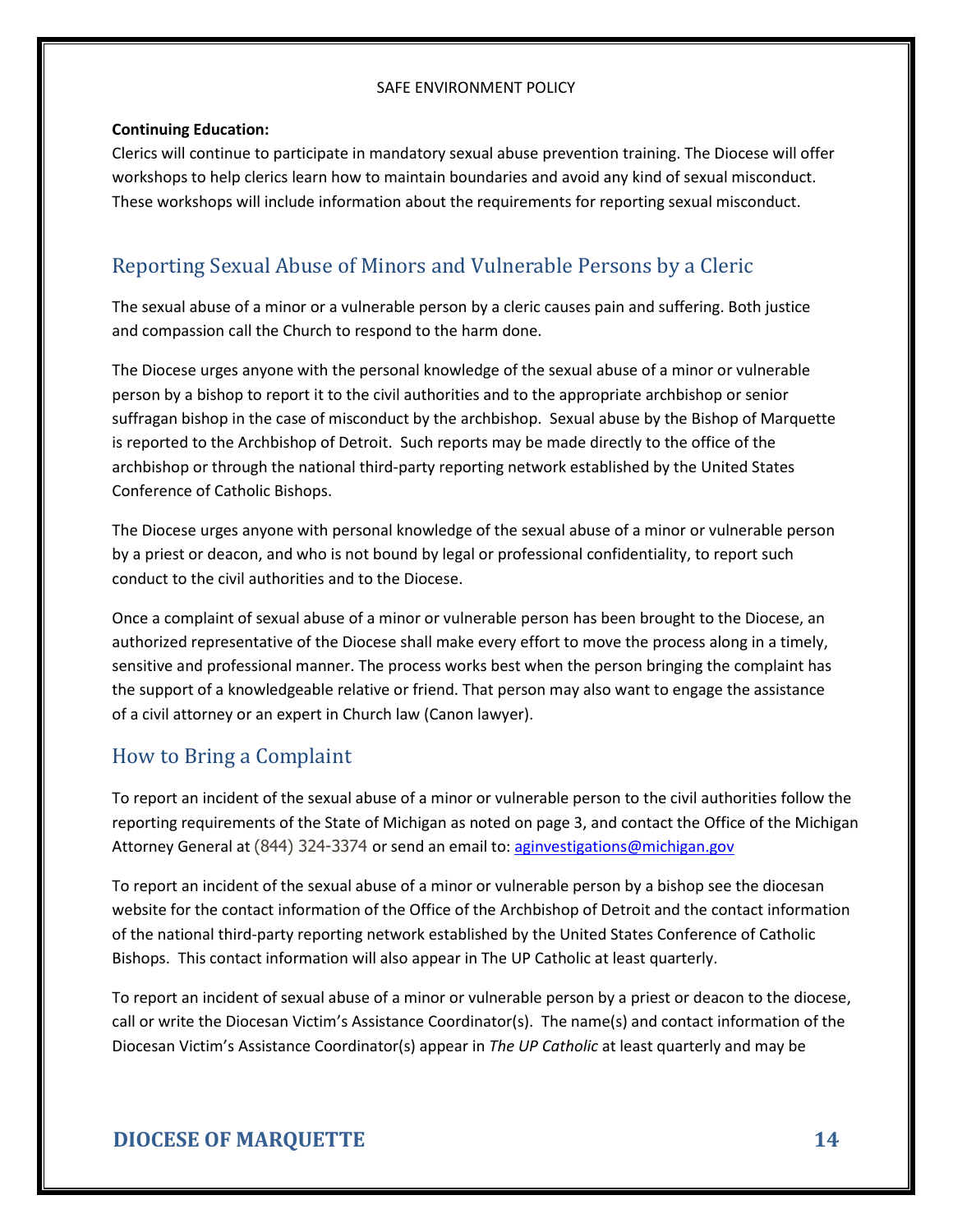**Continuing Education:**
Clerics will continue to participate in mandatory sexual abuse prevention training. The Diocese will offer workshops to help clerics learn how to maintain boundaries and avoid any kind of sexual misconduct. These workshops will include information about the requirements for reporting sexual misconduct.

## Reporting Sexual Abuse of Minors and Vulnerable Persons by a Cleric

The sexual abuse of a minor or a vulnerable person by a cleric causes pain and suffering. Both justice and compassion call the Church to respond to the harm done.

The Diocese urges anyone with the personal knowledge of the sexual abuse of a minor or vulnerable person by a bishop to report it to the civil authorities and to the appropriate archbishop or senior suffragan bishop in the case of misconduct by the archbishop. Sexual abuse by the Bishop of Marquette is reported to the Archbishop of Detroit. Such reports may be made directly to the office of the archbishop or through the national third-party reporting network established by the United States Conference of Catholic Bishops.

The Diocese urges anyone with personal knowledge of the sexual abuse of a minor or vulnerable person by a priest or deacon, and who is not bound by legal or professional confidentiality, to report such conduct to the civil authorities and to the Diocese.

Once a complaint of sexual abuse of a minor or vulnerable person has been brought to the Diocese, an authorized representative of the Diocese shall make every effort to move the process along in a timely, sensitive and professional manner. The process works best when the person bringing the complaint has the support of a knowledgeable relative or friend. That person may also want to engage the assistance of a civil attorney or an expert in Church law (Canon lawyer).

## How to Bring a Complaint

To report an incident of the sexual abuse of a minor or vulnerable person to the civil authorities follow the reporting requirements of the State of Michigan as noted on page 3, and contact the Office of the Michigan Attorney General at (844) 324-3374 or send an email to: aginvestigations@michigan.gov

To report an incident of the sexual abuse of a minor or vulnerable person by a bishop see the diocesan website for the contact information of the Office of the Archbishop of Detroit and the contact information of the national third-party reporting network established by the United States Conference of Catholic Bishops. This contact information will also appear in The UP Catholic at least quarterly.

To report an incident of sexual abuse of a minor or vulnerable person by a priest or deacon to the diocese, call or write the Diocesan Victim's Assistance Coordinator(s). The name(s) and contact information of the Diocesan Victim's Assistance Coordinator(s) appear in *The UP Catholic* at least quarterly and may be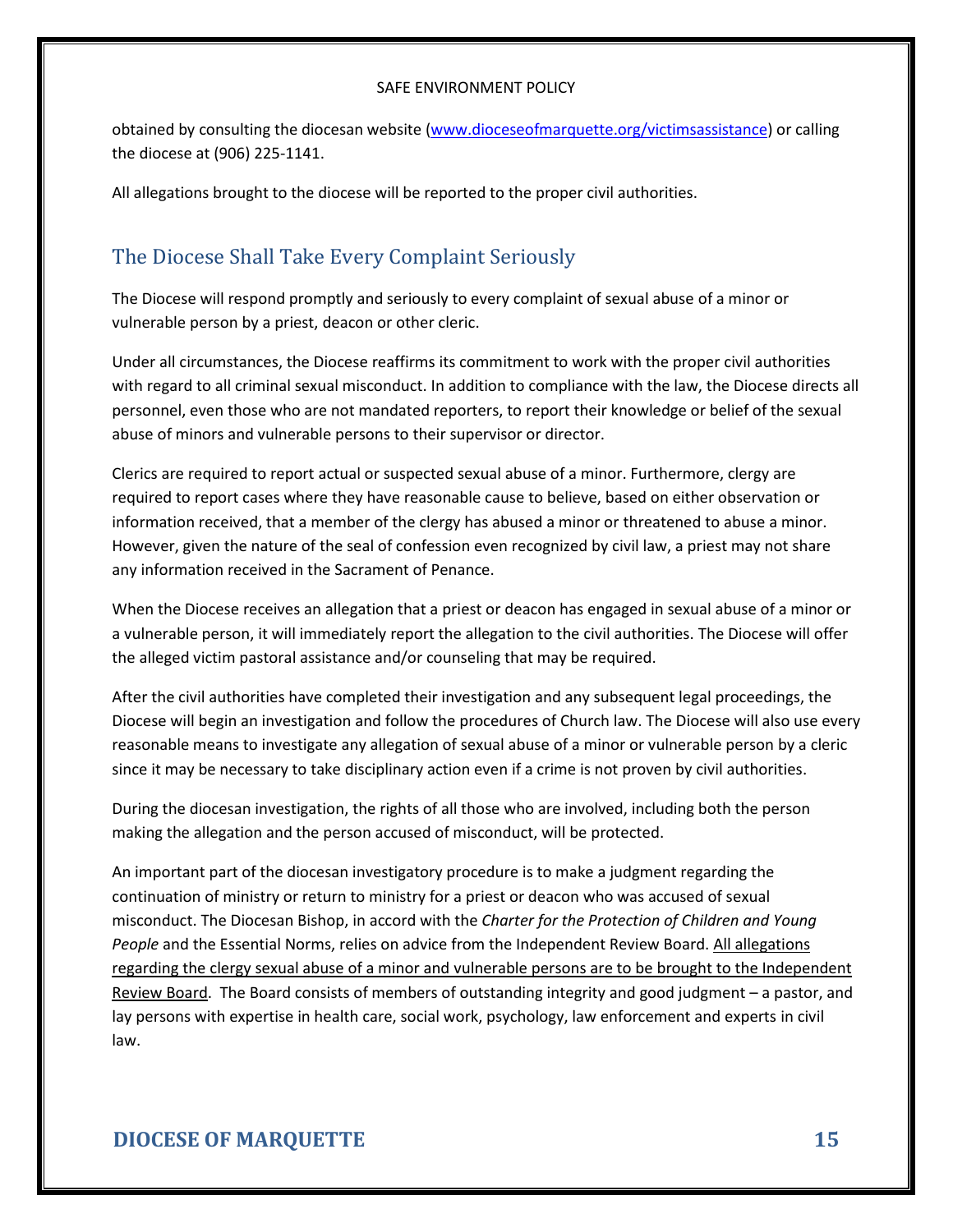obtained by consulting the diocesan website ([www.dioceseofmarquette.org/victimsassistance](http://www.dioceseofmarquette.org/victimsassistance)) or calling the diocese at (906) 225-1141.

All allegations brought to the diocese will be reported to the proper civil authorities.

## The Diocese Shall Take Every Complaint Seriously

The Diocese will respond promptly and seriously to every complaint of sexual abuse of a minor or vulnerable person by a priest, deacon or other cleric.

Under all circumstances, the Diocese reaffirms its commitment to work with the proper civil authorities with regard to all criminal sexual misconduct. In addition to compliance with the law, the Diocese directs all personnel, even those who are not mandated reporters, to report their knowledge or belief of the sexual abuse of minors and vulnerable persons to their supervisor or director.

Clerics are required to report actual or suspected sexual abuse of a minor. Furthermore, clergy are required to report cases where they have reasonable cause to believe, based on either observation or information received, that a member of the clergy has abused a minor or threatened to abuse a minor. However, given the nature of the seal of confession even recognized by civil law, a priest may not share any information received in the Sacrament of Penance.

When the Diocese receives an allegation that a priest or deacon has engaged in sexual abuse of a minor or a vulnerable person, it will immediately report the allegation to the civil authorities. The Diocese will offer the alleged victim pastoral assistance and/or counseling that may be required.

After the civil authorities have completed their investigation and any subsequent legal proceedings, the Diocese will begin an investigation and follow the procedures of Church law. The Diocese will also use every reasonable means to investigate any allegation of sexual abuse of a minor or vulnerable person by a cleric since it may be necessary to take disciplinary action even if a crime is not proven by civil authorities.

During the diocesan investigation, the rights of all those who are involved, including both the person making the allegation and the person accused of misconduct, will be protected.

An important part of the diocesan investigatory procedure is to make a judgment regarding the continuation of ministry or return to ministry for a priest or deacon who was accused of sexual misconduct. The Diocesan Bishop, in accord with the *Charter for the Protection of Children and Young People* and the Essential Norms, relies on advice from the Independent Review Board. <u>All allegations regarding the clergy sexual abuse of a minor and vulnerable persons are to be brought to the Independent Review Board</u>. The Board consists of members of outstanding integrity and good judgment – a pastor, and lay persons with expertise in health care, social work, psychology, law enforcement and experts in civil law.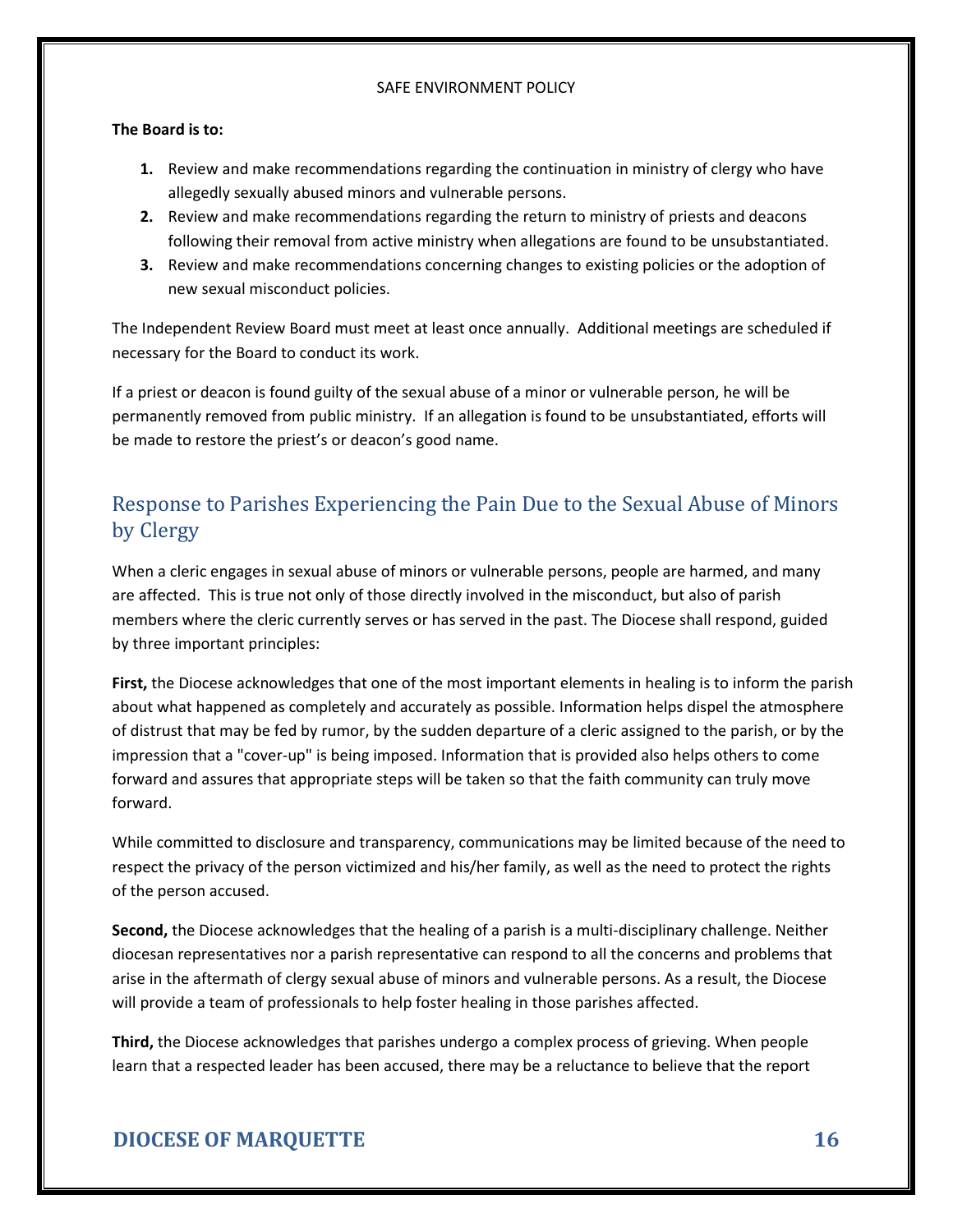**The Board is to:**

1. Review and make recommendations regarding the continuation in ministry of clergy who have allegedly sexually abused minors and vulnerable persons.
2. Review and make recommendations regarding the return to ministry of priests and deacons following their removal from active ministry when allegations are found to be unsubstantiated.
3. Review and make recommendations concerning changes to existing policies or the adoption of new sexual misconduct policies.

The Independent Review Board must meet at least once annually. Additional meetings are scheduled if necessary for the Board to conduct its work.

If a priest or deacon is found guilty of the sexual abuse of a minor or vulnerable person, he will be permanently removed from public ministry. If an allegation is found to be unsubstantiated, efforts will be made to restore the priest's or deacon's good name.

## Response to Parishes Experiencing the Pain Due to the Sexual Abuse of Minors by Clergy

When a cleric engages in sexual abuse of minors or vulnerable persons, people are harmed, and many are affected. This is true not only of those directly involved in the misconduct, but also of parish members where the cleric currently serves or has served in the past. The Diocese shall respond, guided by three important principles:

**First,** the Diocese acknowledges that one of the most important elements in healing is to inform the parish about what happened as completely and accurately as possible. Information helps dispel the atmosphere of distrust that may be fed by rumor, by the sudden departure of a cleric assigned to the parish, or by the impression that a "cover-up" is being imposed. Information that is provided also helps others to come forward and assures that appropriate steps will be taken so that the faith community can truly move forward.

While committed to disclosure and transparency, communications may be limited because of the need to respect the privacy of the person victimized and his/her family, as well as the need to protect the rights of the person accused.

**Second,** the Diocese acknowledges that the healing of a parish is a multi-disciplinary challenge. Neither diocesan representatives nor a parish representative can respond to all the concerns and problems that arise in the aftermath of clergy sexual abuse of minors and vulnerable persons. As a result, the Diocese will provide a team of professionals to help foster healing in those parishes affected.

**Third,** the Diocese acknowledges that parishes undergo a complex process of grieving. When people learn that a respected leader has been accused, there may be a reluctance to believe that the report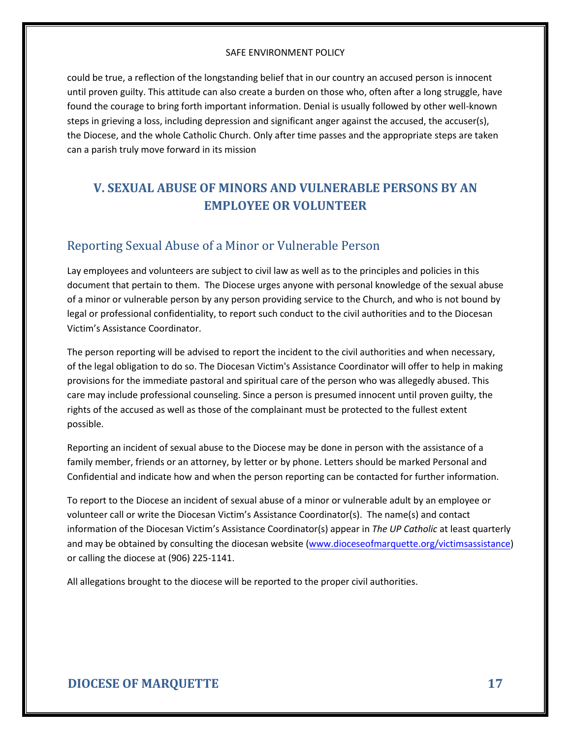could be true, a reflection of the longstanding belief that in our country an accused person is innocent until proven guilty. This attitude can also create a burden on those who, often after a long struggle, have found the courage to bring forth important information. Denial is usually followed by other well-known steps in grieving a loss, including depression and significant anger against the accused, the accuser(s), the Diocese, and the whole Catholic Church. Only after time passes and the appropriate steps are taken can a parish truly move forward in its mission

# V. SEXUAL ABUSE OF MINORS AND VULNERABLE PERSONS BY AN EMPLOYEE OR VOLUNTEER

## Reporting Sexual Abuse of a Minor or Vulnerable Person

Lay employees and volunteers are subject to civil law as well as to the principles and policies in this document that pertain to them. The Diocese urges anyone with personal knowledge of the sexual abuse of a minor or vulnerable person by any person providing service to the Church, and who is not bound by legal or professional confidentiality, to report such conduct to the civil authorities and to the Diocesan Victim's Assistance Coordinator.

The person reporting will be advised to report the incident to the civil authorities and when necessary, of the legal obligation to do so. The Diocesan Victim's Assistance Coordinator will offer to help in making provisions for the immediate pastoral and spiritual care of the person who was allegedly abused. This care may include professional counseling. Since a person is presumed innocent until proven guilty, the rights of the accused as well as those of the complainant must be protected to the fullest extent possible.

Reporting an incident of sexual abuse to the Diocese may be done in person with the assistance of a family member, friends or an attorney, by letter or by phone. Letters should be marked Personal and Confidential and indicate how and when the person reporting can be contacted for further information.

To report to the Diocese an incident of sexual abuse of a minor or vulnerable adult by an employee or volunteer call or write the Diocesan Victim's Assistance Coordinator(s). The name(s) and contact information of the Diocesan Victim's Assistance Coordinator(s) appear in *The UP Catholic* at least quarterly and may be obtained by consulting the diocesan website (www.dioceseofmarquette.org/victimsassistance) or calling the diocese at (906) 225-1141.

All allegations brought to the diocese will be reported to the proper civil authorities.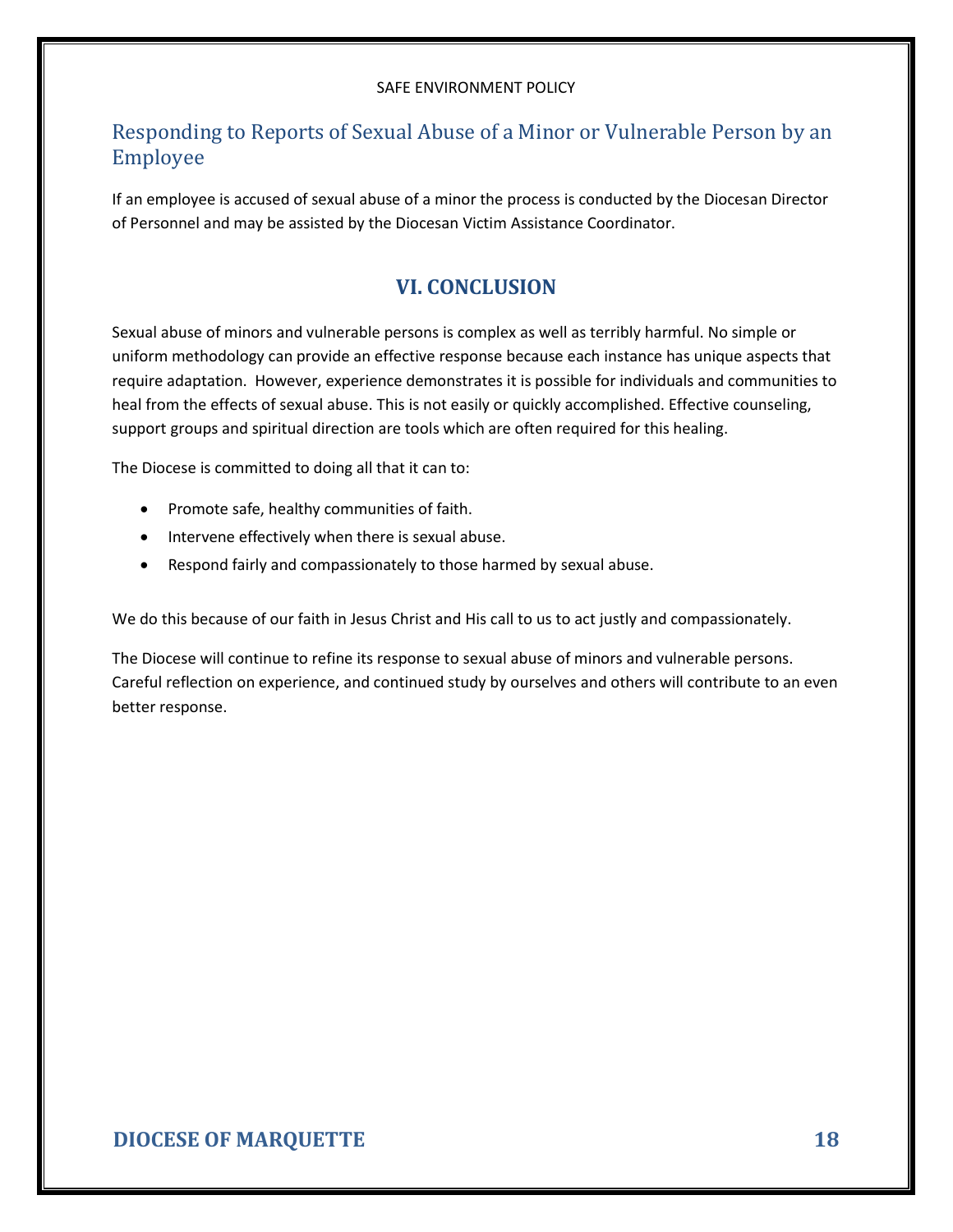## Responding to Reports of Sexual Abuse of a Minor or Vulnerable Person by an Employee

If an employee is accused of sexual abuse of a minor the process is conducted by the Diocesan Director of Personnel and may be assisted by the Diocesan Victim Assistance Coordinator.

# VI. CONCLUSION

Sexual abuse of minors and vulnerable persons is complex as well as terribly harmful. No simple or uniform methodology can provide an effective response because each instance has unique aspects that require adaptation. However, experience demonstrates it is possible for individuals and communities to heal from the effects of sexual abuse. This is not easily or quickly accomplished. Effective counseling, support groups and spiritual direction are tools which are often required for this healing.

The Diocese is committed to doing all that it can to:

- Promote safe, healthy communities of faith.
- Intervene effectively when there is sexual abuse.
- Respond fairly and compassionately to those harmed by sexual abuse.

We do this because of our faith in Jesus Christ and His call to us to act justly and compassionately.

The Diocese will continue to refine its response to sexual abuse of minors and vulnerable persons. Careful reflection on experience, and continued study by ourselves and others will contribute to an even better response.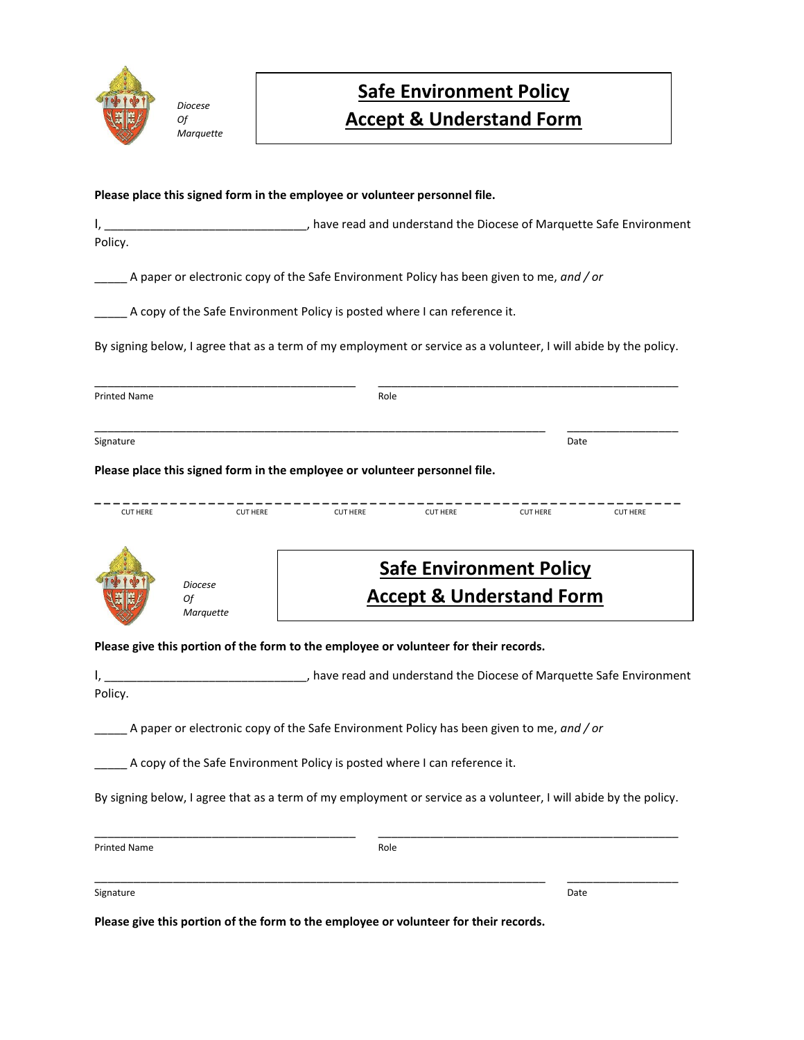Diocese
Of
Marquette

# Safe Environment Policy
# Accept & Understand Form

**Please place this signed form in the employee or volunteer personnel file.**

I, ______________________________, have read and understand the Diocese of Marquette Safe Environment Policy.

_____ A paper or electronic copy of the Safe Environment Policy has been given to me, *and / or*

_____ A copy of the Safe Environment Policy is posted where I can reference it.

By signing below, I agree that as a term of my employment or service as a volunteer, I will abide by the policy.

__________________________________________ __________________________________________
Printed Name Role

__________________________________________ __________________
Signature Date

**Please place this signed form in the employee or volunteer personnel file.**

- - - - - - - - - - - - - - - - - - - - - - - - - - - - - - - - - - - - - - - - - - - - - - - - - - - -
CUT HERE CUT HERE CUT HERE CUT HERE CUT HERE CUT HERE

Diocese
Of
Marquette

# Safe Environment Policy
# Accept & Understand Form

**Please give this portion of the form to the employee or volunteer for their records.**

I, ______________________________, have read and understand the Diocese of Marquette Safe Environment Policy.

_____ A paper or electronic copy of the Safe Environment Policy has been given to me, *and / or*

_____ A copy of the Safe Environment Policy is posted where I can reference it.

By signing below, I agree that as a term of my employment or service as a volunteer, I will abide by the policy.

__________________________________________ __________________________________________
Printed Name Role

__________________________________________ __________________
Signature Date

**Please give this portion of the form to the employee or volunteer for their records.**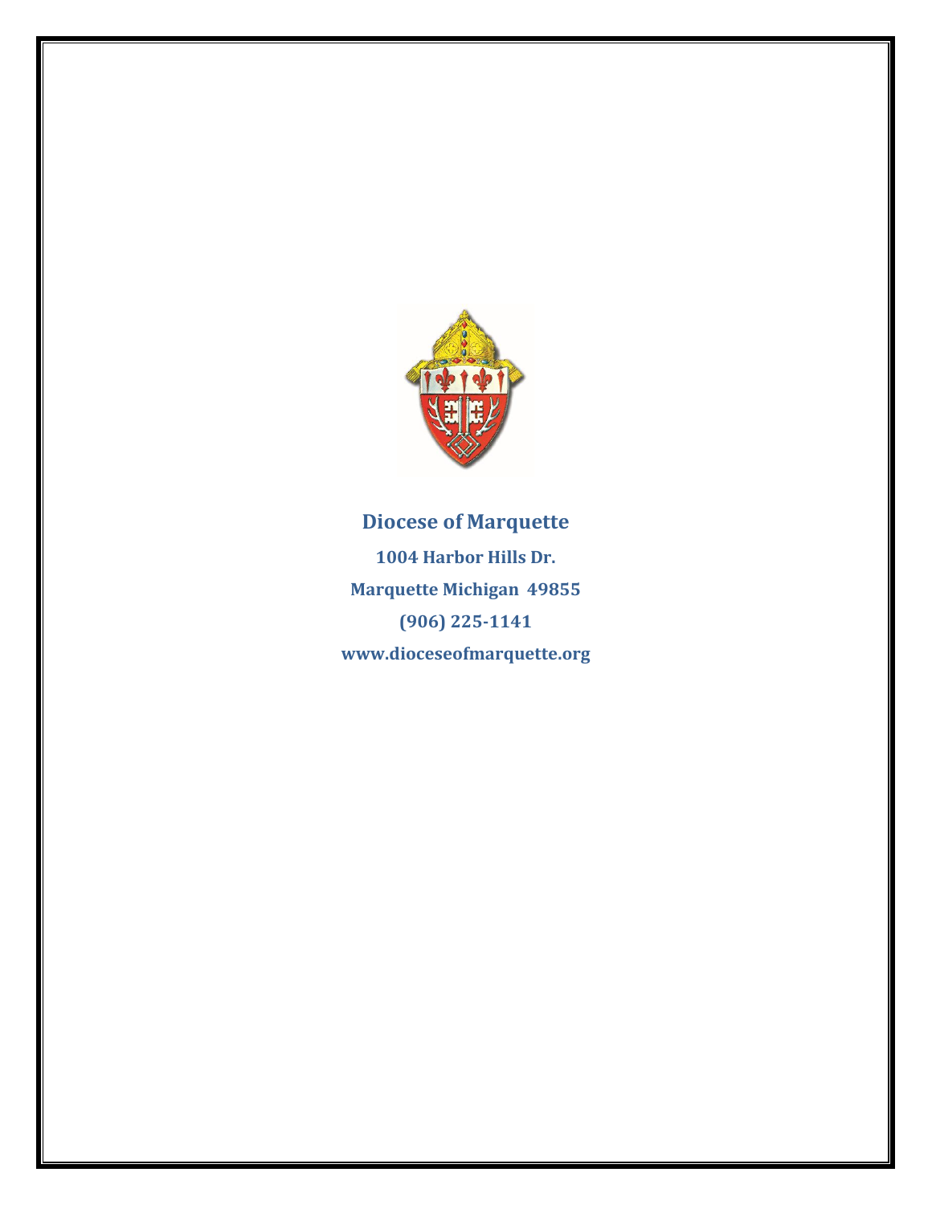**Diocese of Marquette**

**1004 Harbor Hills Dr.**

**Marquette Michigan 49855**

**(906) 225-1141**

**www.dioceseofmarquette.org**